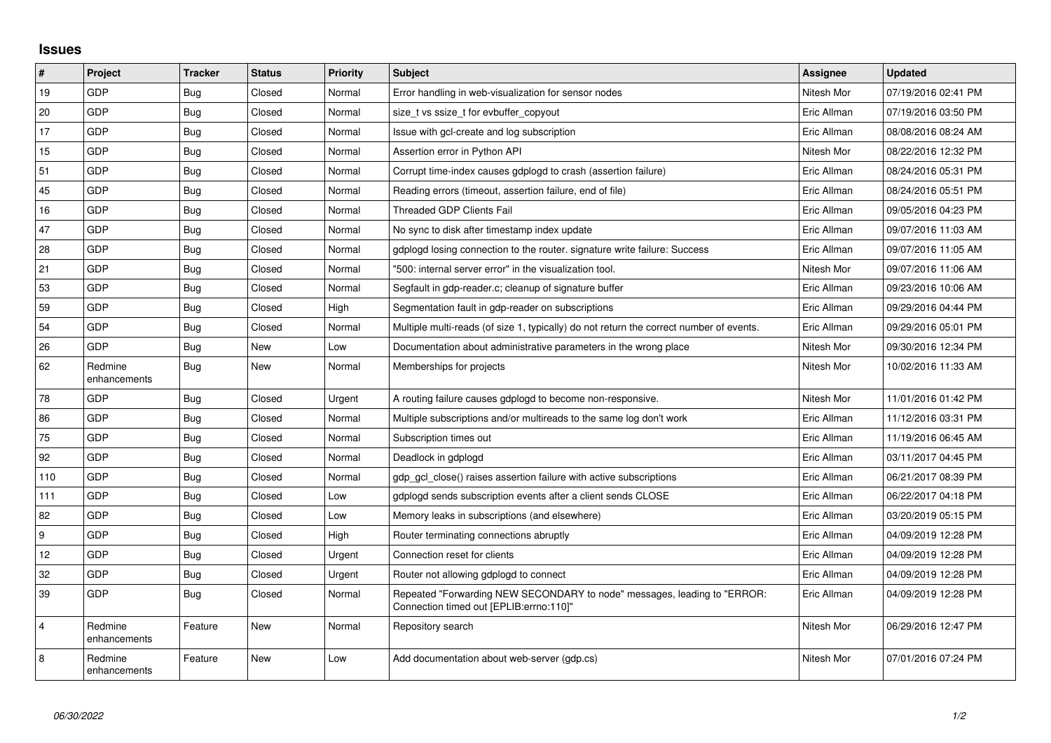## Issues

| # | Project | Tracker | Status | Priority | Subject | Assignee | Updated |
|---|---|---|---|---|---|---|---|
| 19 | GDP | Bug | Closed | Normal | Error handling in web-visualization for sensor nodes | Nitesh Mor | 07/19/2016 02:41 PM |
| 20 | GDP | Bug | Closed | Normal | size_t vs ssize_t for evbuffer_copyout | Eric Allman | 07/19/2016 03:50 PM |
| 17 | GDP | Bug | Closed | Normal | Issue with gcl-create and log subscription | Eric Allman | 08/08/2016 08:24 AM |
| 15 | GDP | Bug | Closed | Normal | Assertion error in Python API | Nitesh Mor | 08/22/2016 12:32 PM |
| 51 | GDP | Bug | Closed | Normal | Corrupt time-index causes gdplogd to crash (assertion failure) | Eric Allman | 08/24/2016 05:31 PM |
| 45 | GDP | Bug | Closed | Normal | Reading errors (timeout, assertion failure, end of file) | Eric Allman | 08/24/2016 05:51 PM |
| 16 | GDP | Bug | Closed | Normal | Threaded GDP Clients Fail | Eric Allman | 09/05/2016 04:23 PM |
| 47 | GDP | Bug | Closed | Normal | No sync to disk after timestamp index update | Eric Allman | 09/07/2016 11:03 AM |
| 28 | GDP | Bug | Closed | Normal | gdplogd losing connection to the router. signature write failure: Success | Eric Allman | 09/07/2016 11:05 AM |
| 21 | GDP | Bug | Closed | Normal | "500: internal server error" in the visualization tool. | Nitesh Mor | 09/07/2016 11:06 AM |
| 53 | GDP | Bug | Closed | Normal | Segfault in gdp-reader.c; cleanup of signature buffer | Eric Allman | 09/23/2016 10:06 AM |
| 59 | GDP | Bug | Closed | High | Segmentation fault in gdp-reader on subscriptions | Eric Allman | 09/29/2016 04:44 PM |
| 54 | GDP | Bug | Closed | Normal | Multiple multi-reads (of size 1, typically) do not return the correct number of events. | Eric Allman | 09/29/2016 05:01 PM |
| 26 | GDP | Bug | New | Low | Documentation about administrative parameters in the wrong place | Nitesh Mor | 09/30/2016 12:34 PM |
| 62 | Redmine enhancements | Bug | New | Normal | Memberships for projects | Nitesh Mor | 10/02/2016 11:33 AM |
| 78 | GDP | Bug | Closed | Urgent | A routing failure causes gdplogd to become non-responsive. | Nitesh Mor | 11/01/2016 01:42 PM |
| 86 | GDP | Bug | Closed | Normal | Multiple subscriptions and/or multireads to the same log don't work | Eric Allman | 11/12/2016 03:31 PM |
| 75 | GDP | Bug | Closed | Normal | Subscription times out | Eric Allman | 11/19/2016 06:45 AM |
| 92 | GDP | Bug | Closed | Normal | Deadlock in gdplogd | Eric Allman | 03/11/2017 04:45 PM |
| 110 | GDP | Bug | Closed | Normal | gdp_gcl_close() raises assertion failure with active subscriptions | Eric Allman | 06/21/2017 08:39 PM |
| 111 | GDP | Bug | Closed | Low | gdplogd sends subscription events after a client sends CLOSE | Eric Allman | 06/22/2017 04:18 PM |
| 82 | GDP | Bug | Closed | Low | Memory leaks in subscriptions (and elsewhere) | Eric Allman | 03/20/2019 05:15 PM |
| 9 | GDP | Bug | Closed | High | Router terminating connections abruptly | Eric Allman | 04/09/2019 12:28 PM |
| 12 | GDP | Bug | Closed | Urgent | Connection reset for clients | Eric Allman | 04/09/2019 12:28 PM |
| 32 | GDP | Bug | Closed | Urgent | Router not allowing gdplogd to connect | Eric Allman | 04/09/2019 12:28 PM |
| 39 | GDP | Bug | Closed | Normal | Repeated "Forwarding NEW SECONDARY to node" messages, leading to "ERROR: Connection timed out [EPLIB:errno:110]" | Eric Allman | 04/09/2019 12:28 PM |
| 4 | Redmine enhancements | Feature | New | Normal | Repository search | Nitesh Mor | 06/29/2016 12:47 PM |
| 8 | Redmine enhancements | Feature | New | Low | Add documentation about web-server (gdp.cs) | Nitesh Mor | 07/01/2016 07:24 PM |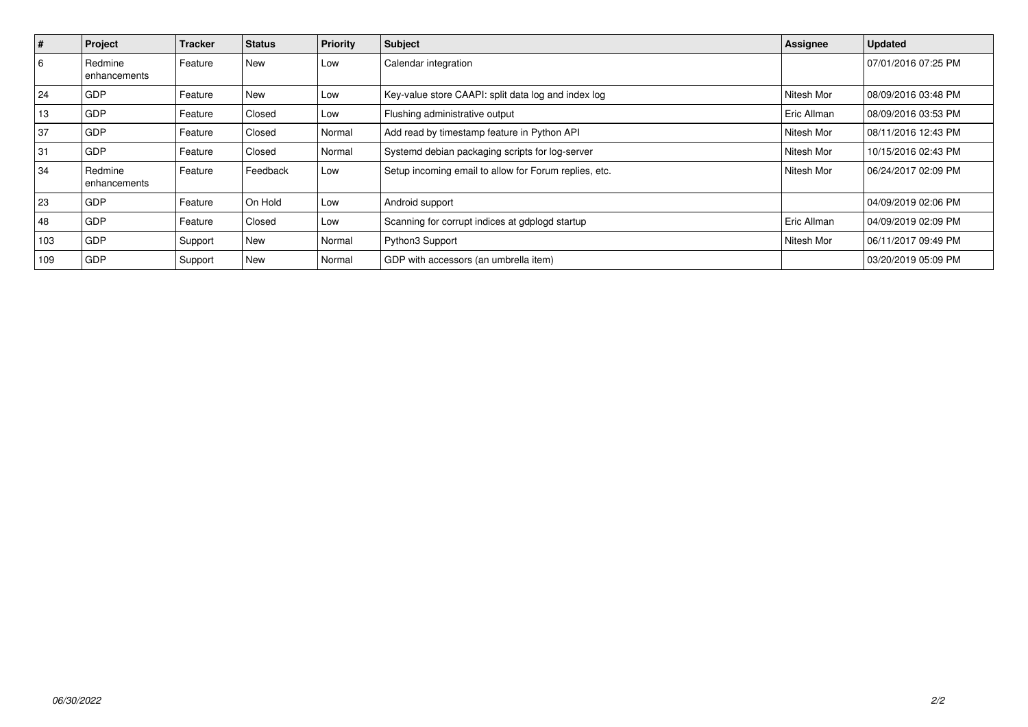| # | Project | Tracker | Status | Priority | Subject | Assignee | Updated |
|---|---|---|---|---|---|---|---|
| 6 | Redmine enhancements | Feature | New | Low | Calendar integration | | 07/01/2016 07:25 PM |
| 24 | GDP | Feature | New | Low | Key-value store CAAPI: split data log and index log | Nitesh Mor | 08/09/2016 03:48 PM |
| 13 | GDP | Feature | Closed | Low | Flushing administrative output | Eric Allman | 08/09/2016 03:53 PM |
| 37 | GDP | Feature | Closed | Normal | Add read by timestamp feature in Python API | Nitesh Mor | 08/11/2016 12:43 PM |
| 31 | GDP | Feature | Closed | Normal | Systemd debian packaging scripts for log-server | Nitesh Mor | 10/15/2016 02:43 PM |
| 34 | Redmine enhancements | Feature | Feedback | Low | Setup incoming email to allow for Forum replies, etc. | Nitesh Mor | 06/24/2017 02:09 PM |
| 23 | GDP | Feature | On Hold | Low | Android support | | 04/09/2019 02:06 PM |
| 48 | GDP | Feature | Closed | Low | Scanning for corrupt indices at gdplogd startup | Eric Allman | 04/09/2019 02:09 PM |
| 103 | GDP | Support | New | Normal | Python3 Support | Nitesh Mor | 06/11/2017 09:49 PM |
| 109 | GDP | Support | New | Normal | GDP with accessors (an umbrella item) | | 03/20/2019 05:09 PM |